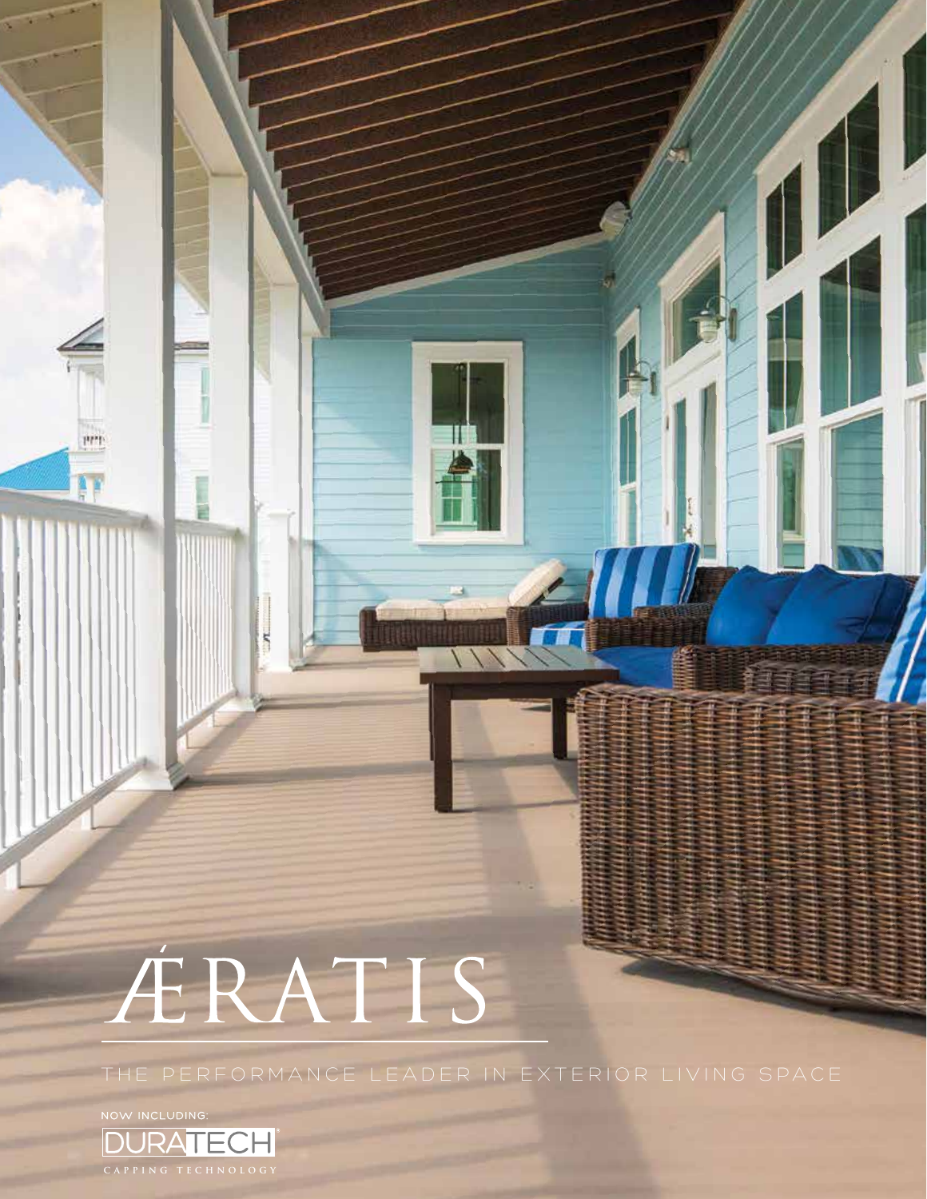# ÆRATIS

THE PERFORMANCE LEADER IN EXTERIOR LIVING SPACE

NOW INCLUDING:

DURATECH®

CAPPING TECHNOLOGY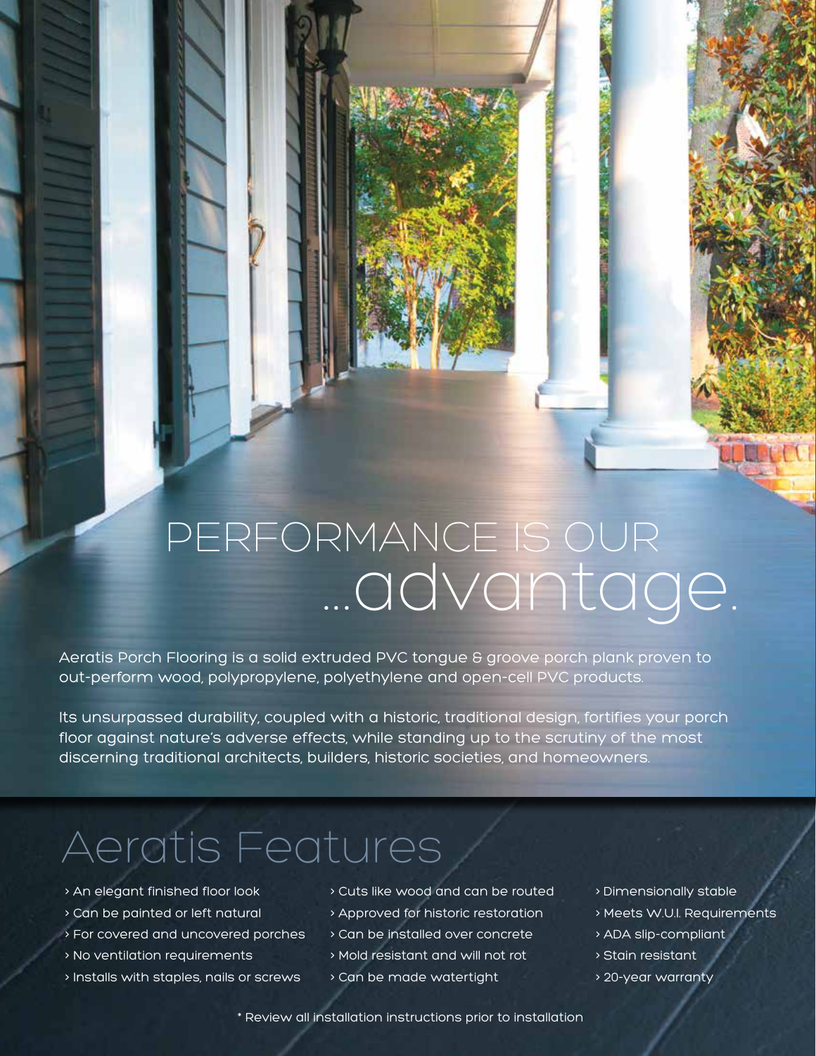# PERFORMANCE IS OUR ...advantage.

Aeratis Porch Flooring is a solid extruded PVC tongue & groove porch plank proven to out-perform wood, polypropylene, polyethylene and open-cell PVC products.

Its unsurpassed durability, coupled with a historic, traditional design, fortifies your porch floor against nature's adverse effects, while standing up to the scrutiny of the most discerning traditional architects, builders, historic societies, and homeowners.

## Aeratis Features

- An elegant finished floor look
- Can be painted or left natural
- For covered and uncovered porches
- No ventilation requirements
- Installs with staples, nails or screws
- Cuts like wood and can be routed
- Approved for historic restoration
- Can be installed over concrete
- Mold resistant and will not rot
- Can be made watertight
- Dimensionally stable
- Meets W.U.I. Requirements
- ADA slip-compliant
- Stain resistant
- 20-year warranty

* Review all installation instructions prior to installation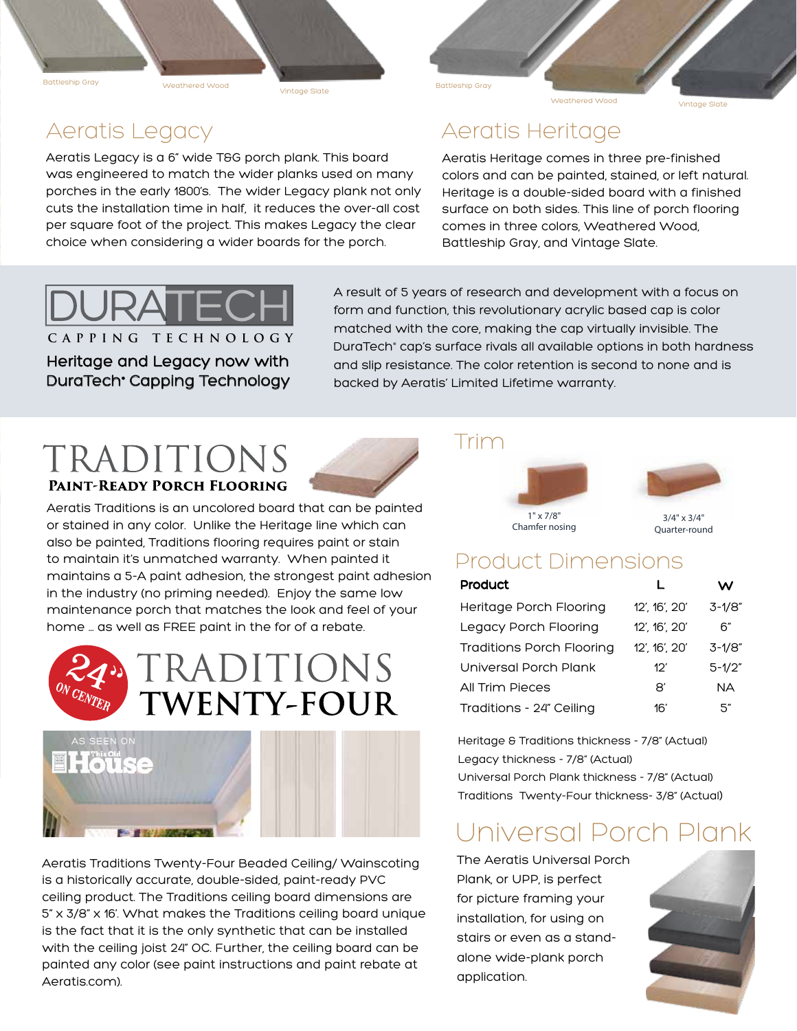Battleship Gray Weathered Wood Vintage Slate

## Aeratis Legacy

Aeratis Legacy is a 6" wide T&G porch plank. This board was engineered to match the wider planks used on many porches in the early 1800's. The wider Legacy plank not only cuts the installation time in half, it reduces the over-all cost per square foot of the project. This makes Legacy the clear choice when considering a wider boards for the porch.

Battleship Gray Weathered Wood Vintage Slate

## Aeratis Heritage

Aeratis Heritage comes in three pre-finished colors and can be painted, stained, or left natural. Heritage is a double-sided board with a finished surface on both sides. This line of porch flooring comes in three colors, Weathered Wood, Battleship Gray, and Vintage Slate.

## DURATECH

CAPPING TECHNOLOGY

**Heritage and Legacy now with DuraTech® Capping Technology**

A result of 5 years of research and development with a focus on form and function, this revolutionary acrylic based cap is color matched with the core, making the cap virtually invisible. The DuraTech® cap's surface rivals all available options in both hardness and slip resistance. The color retention is second to none and is backed by Aeratis' Limited Lifetime warranty.

## TRADITIONS

**Paint-Ready Porch Flooring**

Aeratis Traditions is an uncolored board that can be painted or stained in any color. Unlike the Heritage line which can also be painted, Traditions flooring requires paint or stain to maintain it's unmatched warranty. When painted it maintains a 5-A paint adhesion, the strongest paint adhesion in the industry (no priming needed). Enjoy the same low maintenance porch that matches the look and feel of your home ... as well as FREE paint in the for of a rebate.

## 24" ON CENTER TRADITIONS TWENTY-FOUR

AS SEEN ON This Old House

Aeratis Traditions Twenty-Four Beaded Ceiling/ Wainscoting is a historically accurate, double-sided, paint-ready PVC ceiling product. The Traditions ceiling board dimensions are 5" x 3/8" x 16'. What makes the Traditions ceiling board unique is the fact that it is the only synthetic that can be installed with the ceiling joist 24" OC. Further, the ceiling board can be painted any color (see paint instructions and paint rebate at Aeratis.com).

## Trim

1" x 7/8"
Chamfer nosing

3/4" x 3/4"
Quarter-round

## Product Dimensions

| Product | L | W |
|---|---|---|
| Heritage Porch Flooring | 12', 16', 20' | 3-1/8" |
| Legacy Porch Flooring | 12', 16', 20' | 6" |
| Traditions Porch Flooring | 12', 16', 20' | 3-1/8" |
| Universal Porch Plank | 12' | 5-1/2" |
| All Trim Pieces | 8' | NA |
| Traditions - 24" Ceiling | 16' | 5" |

Heritage & Traditions thickness - 7/8" (Actual)
Legacy thickness - 7/8" (Actual)
Universal Porch Plank thickness - 7/8" (Actual)
Traditions Twenty-Four thickness- 3/8" (Actual)

## Universal Porch Plank

The Aeratis Universal Porch Plank, or UPP, is perfect for picture framing your installation, for using on stairs or even as a stand-alone wide-plank porch application.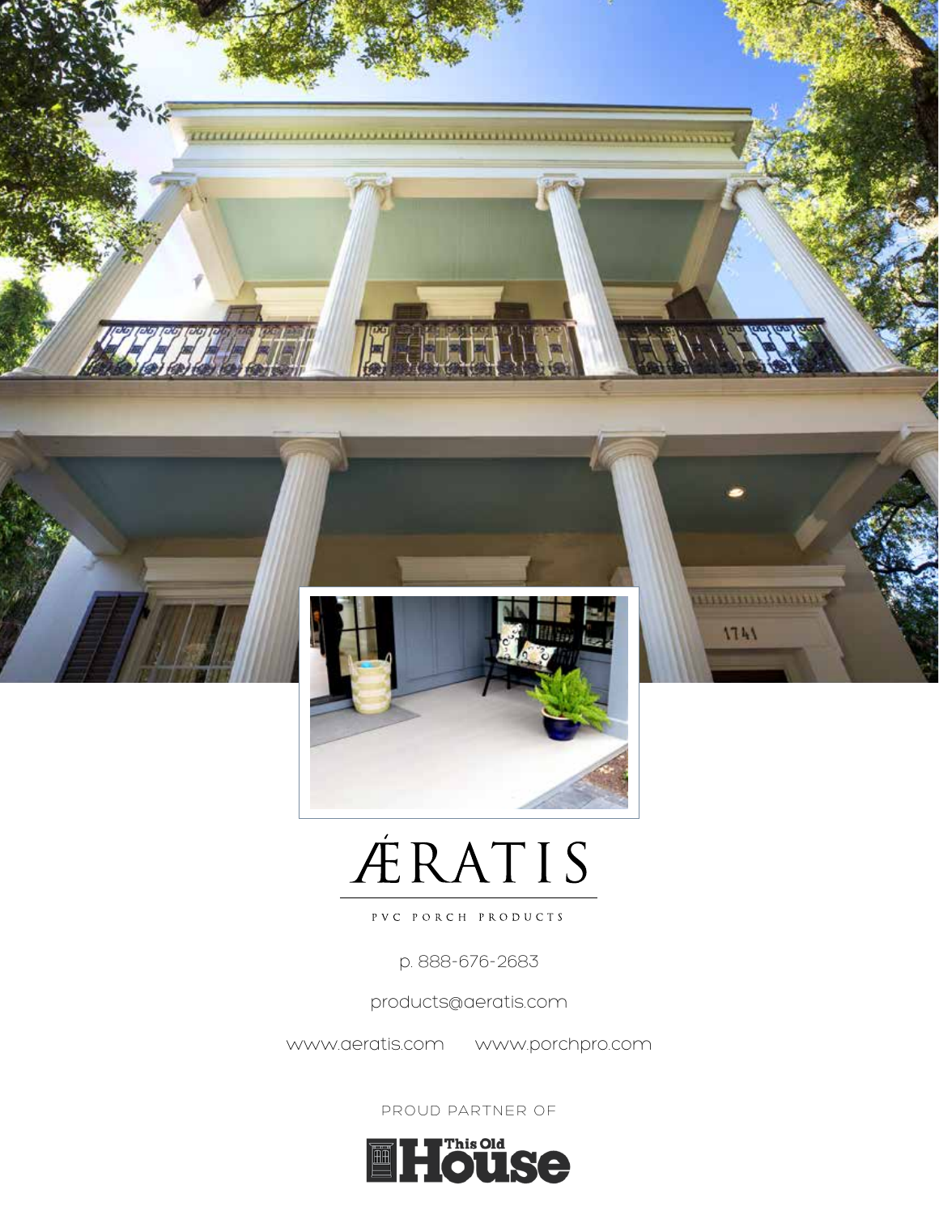# ÆRATIS

PVC PORCH PRODUCTS

p. 888-676-2683

products@aeratis.com

www.aeratis.com www.porchpro.com

PROUD PARTNER OF

This Old House